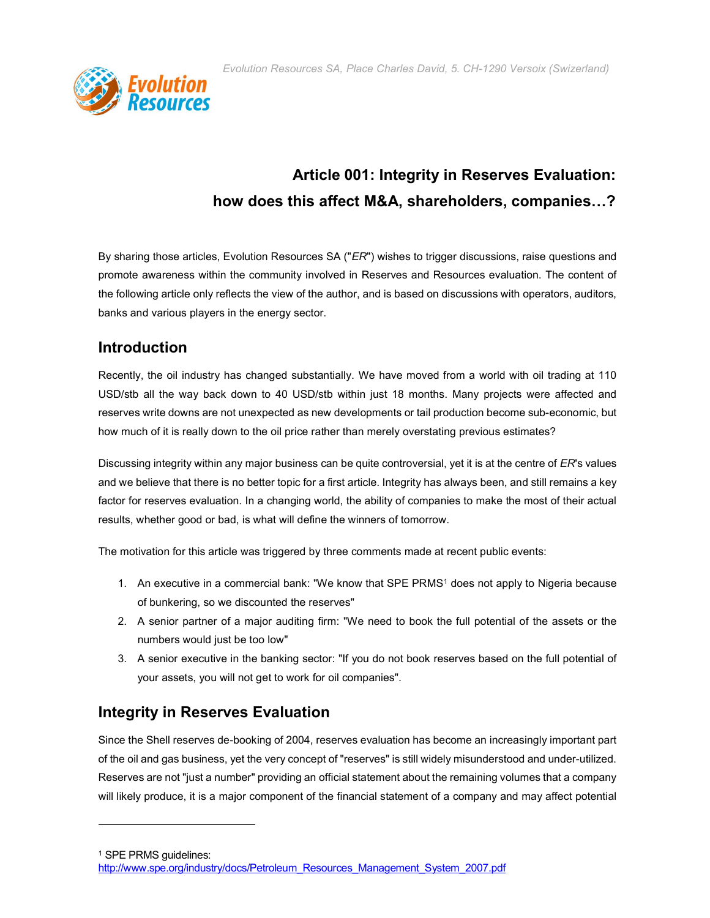Evolution Resources SA, Place Charles David, 5. CH-1290 Versoix (Swizerland)

# Article 001: Integrity in Reserves Evaluation: how does this affect M&A, shareholders, companies…?

By sharing those articles, Evolution Resources SA ("*ER*") wishes to trigger discussions, raise questions and promote awareness within the community involved in Reserves and Resources evaluation. The content of the following article only reflects the view of the author, and is based on discussions with operators, auditors, banks and various players in the energy sector.

## Introduction

Recently, the oil industry has changed substantially. We have moved from a world with oil trading at 110 USD/stb all the way back down to 40 USD/stb within just 18 months. Many projects were affected and reserves write downs are not unexpected as new developments or tail production become sub-economic, but how much of it is really down to the oil price rather than merely overstating previous estimates?

Discussing integrity within any major business can be quite controversial, yet it is at the centre of *ER*'s values and we believe that there is no better topic for a first article. Integrity has always been, and still remains a key factor for reserves evaluation. In a changing world, the ability of companies to make the most of their actual results, whether good or bad, is what will define the winners of tomorrow.

The motivation for this article was triggered by three comments made at recent public events:

1. An executive in a commercial bank: "We know that SPE PRMS[1] does not apply to Nigeria because of bunkering, so we discounted the reserves"
2. A senior partner of a major auditing firm: "We need to book the full potential of the assets or the numbers would just be too low"
3. A senior executive in the banking sector: "If you do not book reserves based on the full potential of your assets, you will not get to work for oil companies".

## Integrity in Reserves Evaluation

Since the Shell reserves de-booking of 2004, reserves evaluation has become an increasingly important part of the oil and gas business, yet the very concept of "reserves" is still widely misunderstood and under-utilized. Reserves are not "just a number" providing an official statement about the remaining volumes that a company will likely produce, it is a major component of the financial statement of a company and may affect potential

[1] SPE PRMS guidelines: http://www.spe.org/industry/docs/Petroleum_Resources_Management_System_2007.pdf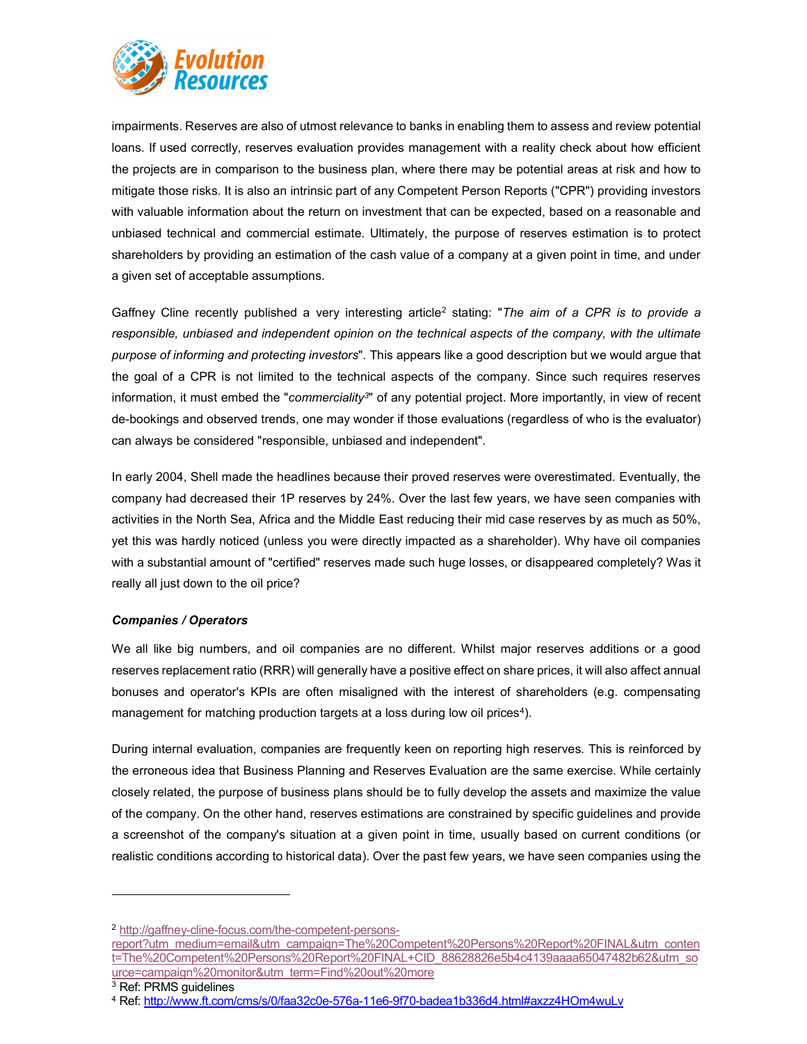impairments. Reserves are also of utmost relevance to banks in enabling them to assess and review potential loans. If used correctly, reserves evaluation provides management with a reality check about how efficient the projects are in comparison to the business plan, where there may be potential areas at risk and how to mitigate those risks. It is also an intrinsic part of any Competent Person Reports ("CPR") providing investors with valuable information about the return on investment that can be expected, based on a reasonable and unbiased technical and commercial estimate. Ultimately, the purpose of reserves estimation is to protect shareholders by providing an estimation of the cash value of a company at a given point in time, and under a given set of acceptable assumptions.

Gaffney Cline recently published a very interesting article[2] stating: "*The aim of a CPR is to provide a responsible, unbiased and independent opinion on the technical aspects of the company, with the ultimate purpose of informing and protecting investors*". This appears like a good description but we would argue that the goal of a CPR is not limited to the technical aspects of the company. Since such requires reserves information, it must embed the "*commerciality*[3]" of any potential project. More importantly, in view of recent de-bookings and observed trends, one may wonder if those evaluations (regardless of who is the evaluator) can always be considered "responsible, unbiased and independent".

In early 2004, Shell made the headlines because their proved reserves were overestimated. Eventually, the company had decreased their 1P reserves by 24%. Over the last few years, we have seen companies with activities in the North Sea, Africa and the Middle East reducing their mid case reserves by as much as 50%, yet this was hardly noticed (unless you were directly impacted as a shareholder). Why have oil companies with a substantial amount of "certified" reserves made such huge losses, or disappeared completely? Was it really all just down to the oil price?

***Companies / Operators***

We all like big numbers, and oil companies are no different. Whilst major reserves additions or a good reserves replacement ratio (RRR) will generally have a positive effect on share prices, it will also affect annual bonuses and operator's KPIs are often misaligned with the interest of shareholders (e.g. compensating management for matching production targets at a loss during low oil prices[4]).

During internal evaluation, companies are frequently keen on reporting high reserves. This is reinforced by the erroneous idea that Business Planning and Reserves Evaluation are the same exercise. While certainly closely related, the purpose of business plans should be to fully develop the assets and maximize the value of the company. On the other hand, reserves estimations are constrained by specific guidelines and provide a screenshot of the company's situation at a given point in time, usually based on current conditions (or realistic conditions according to historical data). Over the past few years, we have seen companies using the

---

[2] http://gaffney-cline-focus.com/the-competent-persons-report?utm_medium=email&utm_campaign=The%20Competent%20Persons%20Report%20FINAL&utm_content=The%20Competent%20Persons%20Report%20FINAL+CID_88628826e5b4c4139aaaa65047482b62&utm_source=campaign%20monitor&utm_term=Find%20out%20more

[3] Ref: PRMS guidelines

[4] Ref: http://www.ft.com/cms/s/0/faa32c0e-576a-11e6-9f70-badea1b336d4.html#axzz4HOm4wuLv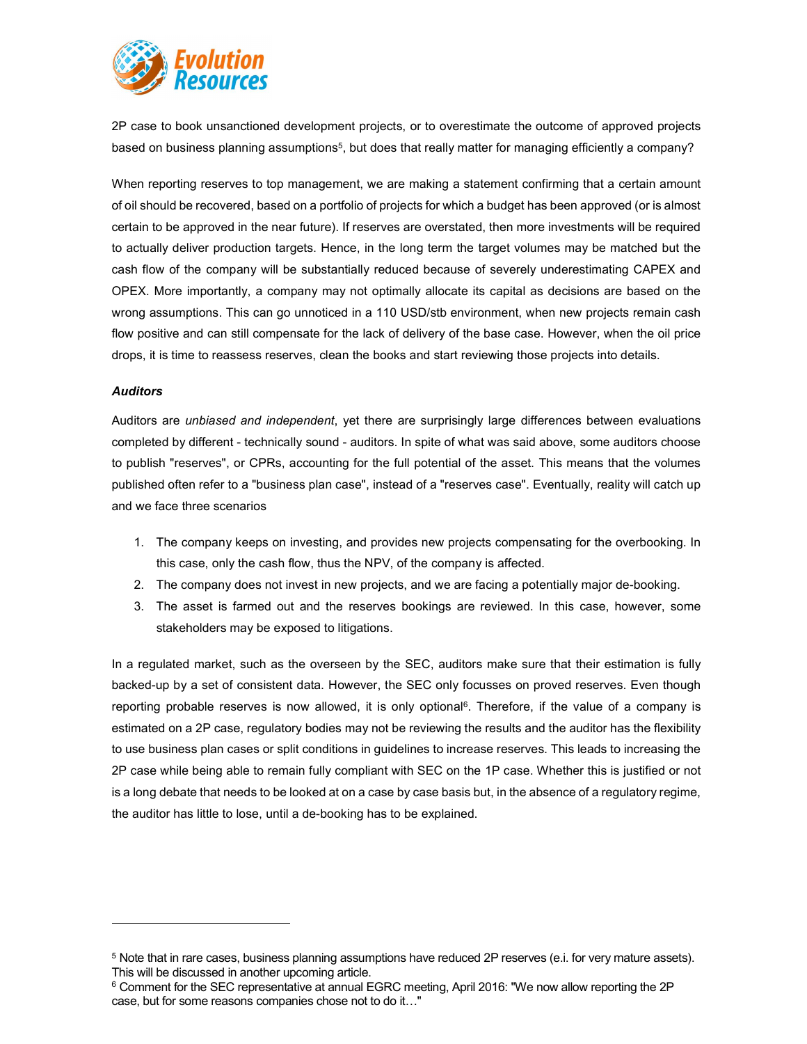2P case to book unsanctioned development projects, or to overestimate the outcome of approved projects based on business planning assumptions[5], but does that really matter for managing efficiently a company?

When reporting reserves to top management, we are making a statement confirming that a certain amount of oil should be recovered, based on a portfolio of projects for which a budget has been approved (or is almost certain to be approved in the near future). If reserves are overstated, then more investments will be required to actually deliver production targets. Hence, in the long term the target volumes may be matched but the cash flow of the company will be substantially reduced because of severely underestimating CAPEX and OPEX. More importantly, a company may not optimally allocate its capital as decisions are based on the wrong assumptions. This can go unnoticed in a 110 USD/stb environment, when new projects remain cash flow positive and can still compensate for the lack of delivery of the base case. However, when the oil price drops, it is time to reassess reserves, clean the books and start reviewing those projects into details.

***Auditors***

Auditors are *unbiased and independent*, yet there are surprisingly large differences between evaluations completed by different - technically sound - auditors. In spite of what was said above, some auditors choose to publish "reserves", or CPRs, accounting for the full potential of the asset. This means that the volumes published often refer to a "business plan case", instead of a "reserves case". Eventually, reality will catch up and we face three scenarios

1. The company keeps on investing, and provides new projects compensating for the overbooking. In this case, only the cash flow, thus the NPV, of the company is affected.
2. The company does not invest in new projects, and we are facing a potentially major de-booking.
3. The asset is farmed out and the reserves bookings are reviewed. In this case, however, some stakeholders may be exposed to litigations.

In a regulated market, such as the overseen by the SEC, auditors make sure that their estimation is fully backed-up by a set of consistent data. However, the SEC only focusses on proved reserves. Even though reporting probable reserves is now allowed, it is only optional[6]. Therefore, if the value of a company is estimated on a 2P case, regulatory bodies may not be reviewing the results and the auditor has the flexibility to use business plan cases or split conditions in guidelines to increase reserves. This leads to increasing the 2P case while being able to remain fully compliant with SEC on the 1P case. Whether this is justified or not is a long debate that needs to be looked at on a case by case basis but, in the absence of a regulatory regime, the auditor has little to lose, until a de-booking has to be explained.

---

[5] Note that in rare cases, business planning assumptions have reduced 2P reserves (e.i. for very mature assets). This will be discussed in another upcoming article.

[6] Comment for the SEC representative at annual EGRC meeting, April 2016: "We now allow reporting the 2P case, but for some reasons companies chose not to do it…"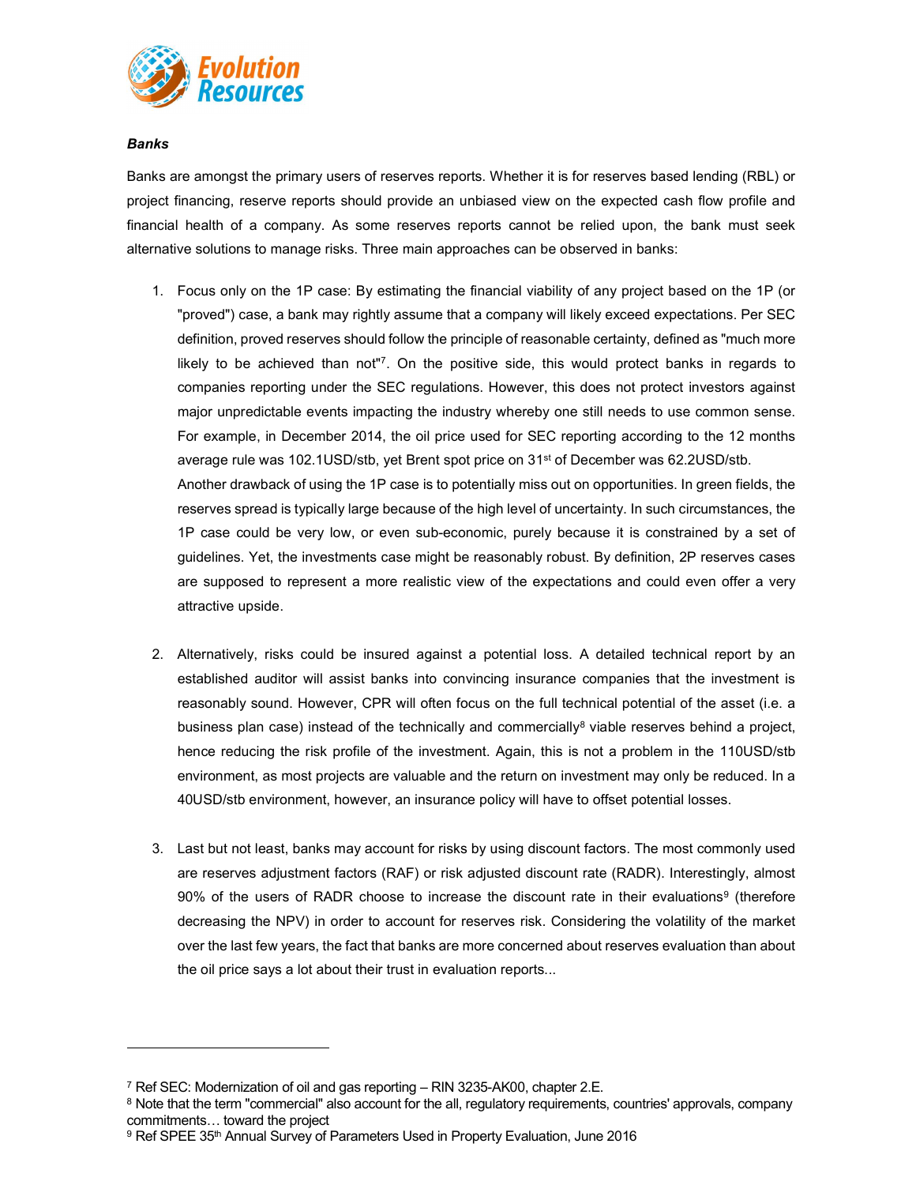***Banks***

Banks are amongst the primary users of reserves reports. Whether it is for reserves based lending (RBL) or project financing, reserve reports should provide an unbiased view on the expected cash flow profile and financial health of a company. As some reserves reports cannot be relied upon, the bank must seek alternative solutions to manage risks. Three main approaches can be observed in banks:

1. Focus only on the 1P case: By estimating the financial viability of any project based on the 1P (or "proved") case, a bank may rightly assume that a company will likely exceed expectations. Per SEC definition, proved reserves should follow the principle of reasonable certainty, defined as "much more likely to be achieved than not"[7]. On the positive side, this would protect banks in regards to companies reporting under the SEC regulations. However, this does not protect investors against major unpredictable events impacting the industry whereby one still needs to use common sense. For example, in December 2014, the oil price used for SEC reporting according to the 12 months average rule was 102.1USD/stb, yet Brent spot price on 31st of December was 62.2USD/stb.
   Another drawback of using the 1P case is to potentially miss out on opportunities. In green fields, the reserves spread is typically large because of the high level of uncertainty. In such circumstances, the 1P case could be very low, or even sub-economic, purely because it is constrained by a set of guidelines. Yet, the investments case might be reasonably robust. By definition, 2P reserves cases are supposed to represent a more realistic view of the expectations and could even offer a very attractive upside.

2. Alternatively, risks could be insured against a potential loss. A detailed technical report by an established auditor will assist banks into convincing insurance companies that the investment is reasonably sound. However, CPR will often focus on the full technical potential of the asset (i.e. a business plan case) instead of the technically and commercially[8] viable reserves behind a project, hence reducing the risk profile of the investment. Again, this is not a problem in the 110USD/stb environment, as most projects are valuable and the return on investment may only be reduced. In a 40USD/stb environment, however, an insurance policy will have to offset potential losses.

3. Last but not least, banks may account for risks by using discount factors. The most commonly used are reserves adjustment factors (RAF) or risk adjusted discount rate (RADR). Interestingly, almost 90% of the users of RADR choose to increase the discount rate in their evaluations[9] (therefore decreasing the NPV) in order to account for reserves risk. Considering the volatility of the market over the last few years, the fact that banks are more concerned about reserves evaluation than about the oil price says a lot about their trust in evaluation reports...

---

[7] Ref SEC: Modernization of oil and gas reporting – RIN 3235-AK00, chapter 2.E.

[8] Note that the term "commercial" also account for the all, regulatory requirements, countries' approvals, company commitments… toward the project

[9] Ref SPEE 35th Annual Survey of Parameters Used in Property Evaluation, June 2016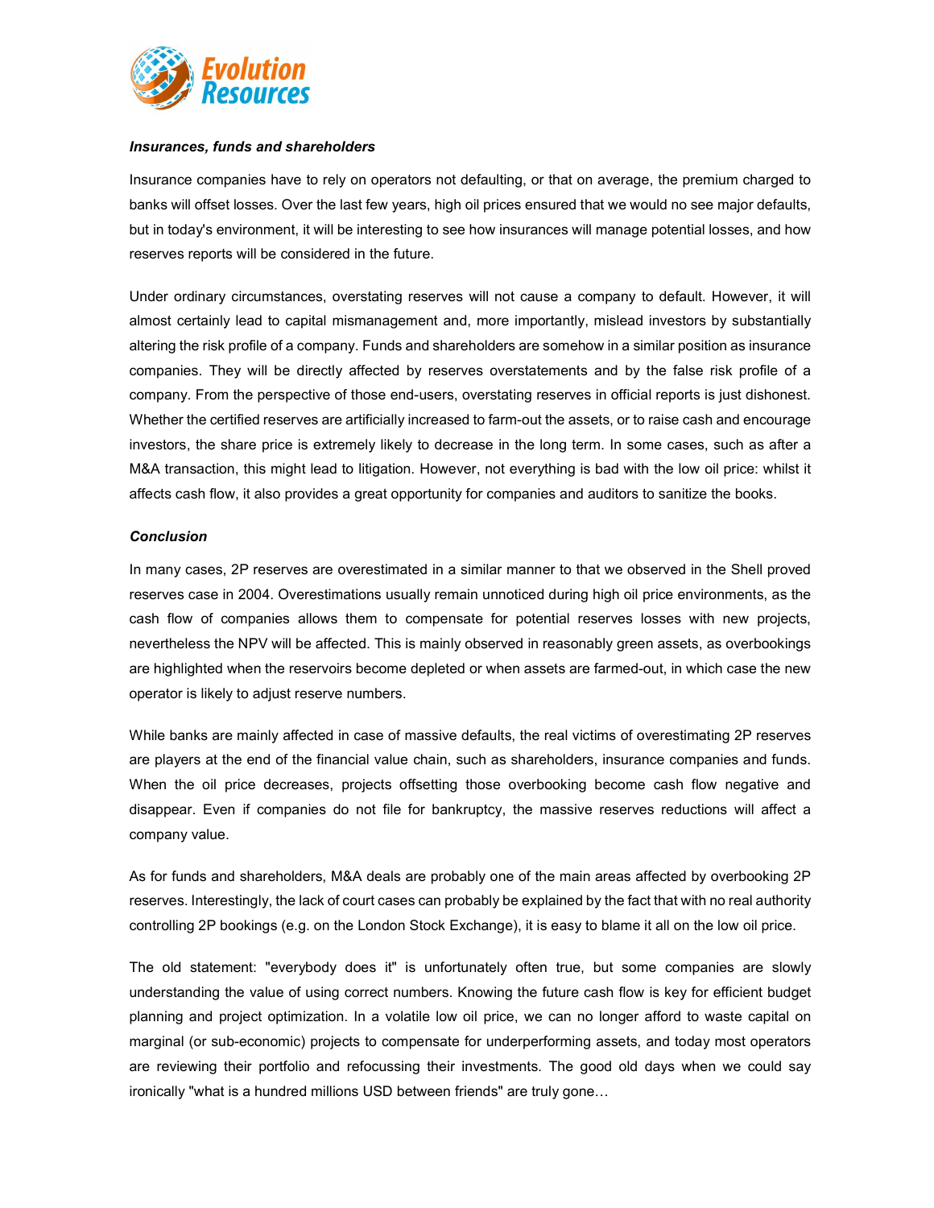***Insurances, funds and shareholders***

Insurance companies have to rely on operators not defaulting, or that on average, the premium charged to banks will offset losses. Over the last few years, high oil prices ensured that we would no see major defaults, but in today's environment, it will be interesting to see how insurances will manage potential losses, and how reserves reports will be considered in the future.

Under ordinary circumstances, overstating reserves will not cause a company to default. However, it will almost certainly lead to capital mismanagement and, more importantly, mislead investors by substantially altering the risk profile of a company. Funds and shareholders are somehow in a similar position as insurance companies. They will be directly affected by reserves overstatements and by the false risk profile of a company. From the perspective of those end-users, overstating reserves in official reports is just dishonest. Whether the certified reserves are artificially increased to farm-out the assets, or to raise cash and encourage investors, the share price is extremely likely to decrease in the long term. In some cases, such as after a M&A transaction, this might lead to litigation. However, not everything is bad with the low oil price: whilst it affects cash flow, it also provides a great opportunity for companies and auditors to sanitize the books.

***Conclusion***

In many cases, 2P reserves are overestimated in a similar manner to that we observed in the Shell proved reserves case in 2004. Overestimations usually remain unnoticed during high oil price environments, as the cash flow of companies allows them to compensate for potential reserves losses with new projects, nevertheless the NPV will be affected. This is mainly observed in reasonably green assets, as overbookings are highlighted when the reservoirs become depleted or when assets are farmed-out, in which case the new operator is likely to adjust reserve numbers.

While banks are mainly affected in case of massive defaults, the real victims of overestimating 2P reserves are players at the end of the financial value chain, such as shareholders, insurance companies and funds. When the oil price decreases, projects offsetting those overbooking become cash flow negative and disappear. Even if companies do not file for bankruptcy, the massive reserves reductions will affect a company value.

As for funds and shareholders, M&A deals are probably one of the main areas affected by overbooking 2P reserves. Interestingly, the lack of court cases can probably be explained by the fact that with no real authority controlling 2P bookings (e.g. on the London Stock Exchange), it is easy to blame it all on the low oil price.

The old statement: "everybody does it" is unfortunately often true, but some companies are slowly understanding the value of using correct numbers. Knowing the future cash flow is key for efficient budget planning and project optimization. In a volatile low oil price, we can no longer afford to waste capital on marginal (or sub-economic) projects to compensate for underperforming assets, and today most operators are reviewing their portfolio and refocussing their investments. The good old days when we could say ironically "what is a hundred millions USD between friends" are truly gone…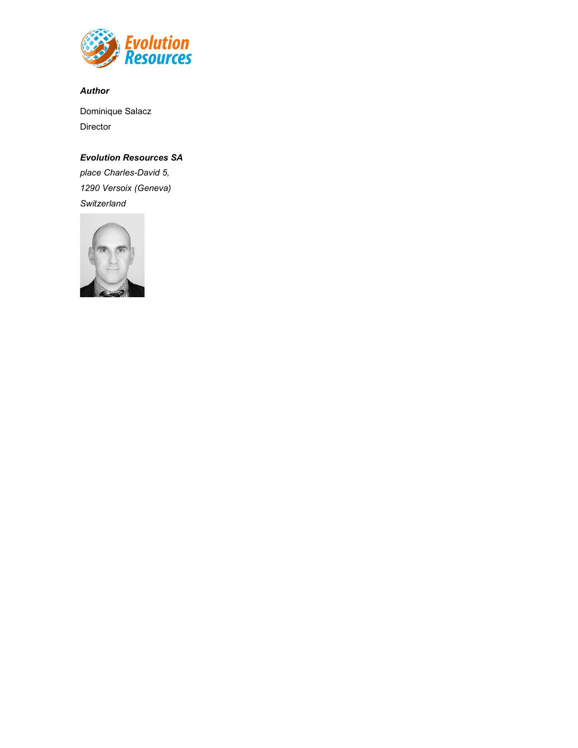*Evolution Resources*

***Author***

Dominique Salacz

Director

***Evolution Resources SA***

*place Charles-David 5,*

*1290 Versoix (Geneva)*

*Switzerland*